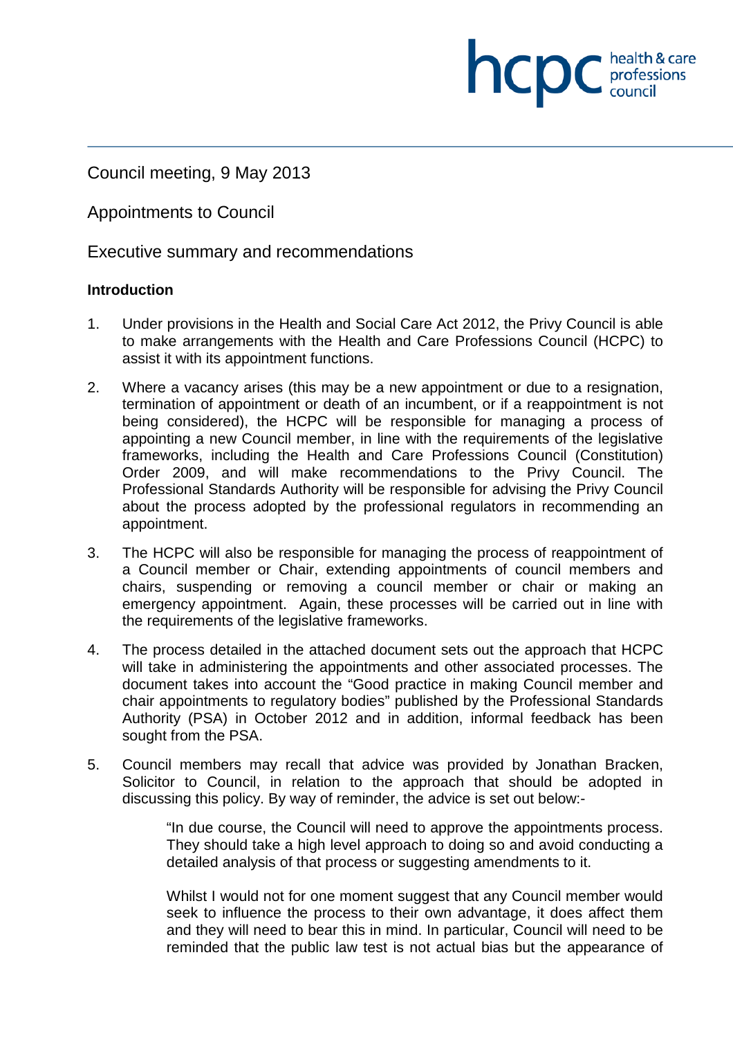Council meeting, 9 May 2013

Appointments to Council

Executive summary and recommendations

**Introduction**

1. Under provisions in the Health and Social Care Act 2012, the Privy Council is able to make arrangements with the Health and Care Professions Council (HCPC) to assist it with its appointment functions.

2. Where a vacancy arises (this may be a new appointment or due to a resignation, termination of appointment or death of an incumbent, or if a reappointment is not being considered), the HCPC will be responsible for managing a process of appointing a new Council member, in line with the requirements of the legislative frameworks, including the Health and Care Professions Council (Constitution) Order 2009, and will make recommendations to the Privy Council. The Professional Standards Authority will be responsible for advising the Privy Council about the process adopted by the professional regulators in recommending an appointment.

3. The HCPC will also be responsible for managing the process of reappointment of a Council member or Chair, extending appointments of council members and chairs, suspending or removing a council member or chair or making an emergency appointment. Again, these processes will be carried out in line with the requirements of the legislative frameworks.

4. The process detailed in the attached document sets out the approach that HCPC will take in administering the appointments and other associated processes. The document takes into account the "Good practice in making Council member and chair appointments to regulatory bodies" published by the Professional Standards Authority (PSA) in October 2012 and in addition, informal feedback has been sought from the PSA.

5. Council members may recall that advice was provided by Jonathan Bracken, Solicitor to Council, in relation to the approach that should be adopted in discussing this policy. By way of reminder, the advice is set out below:-

> "In due course, the Council will need to approve the appointments process. They should take a high level approach to doing so and avoid conducting a detailed analysis of that process or suggesting amendments to it.
>
> Whilst I would not for one moment suggest that any Council member would seek to influence the process to their own advantage, it does affect them and they will need to bear this in mind. In particular, Council will need to be reminded that the public law test is not actual bias but the appearance of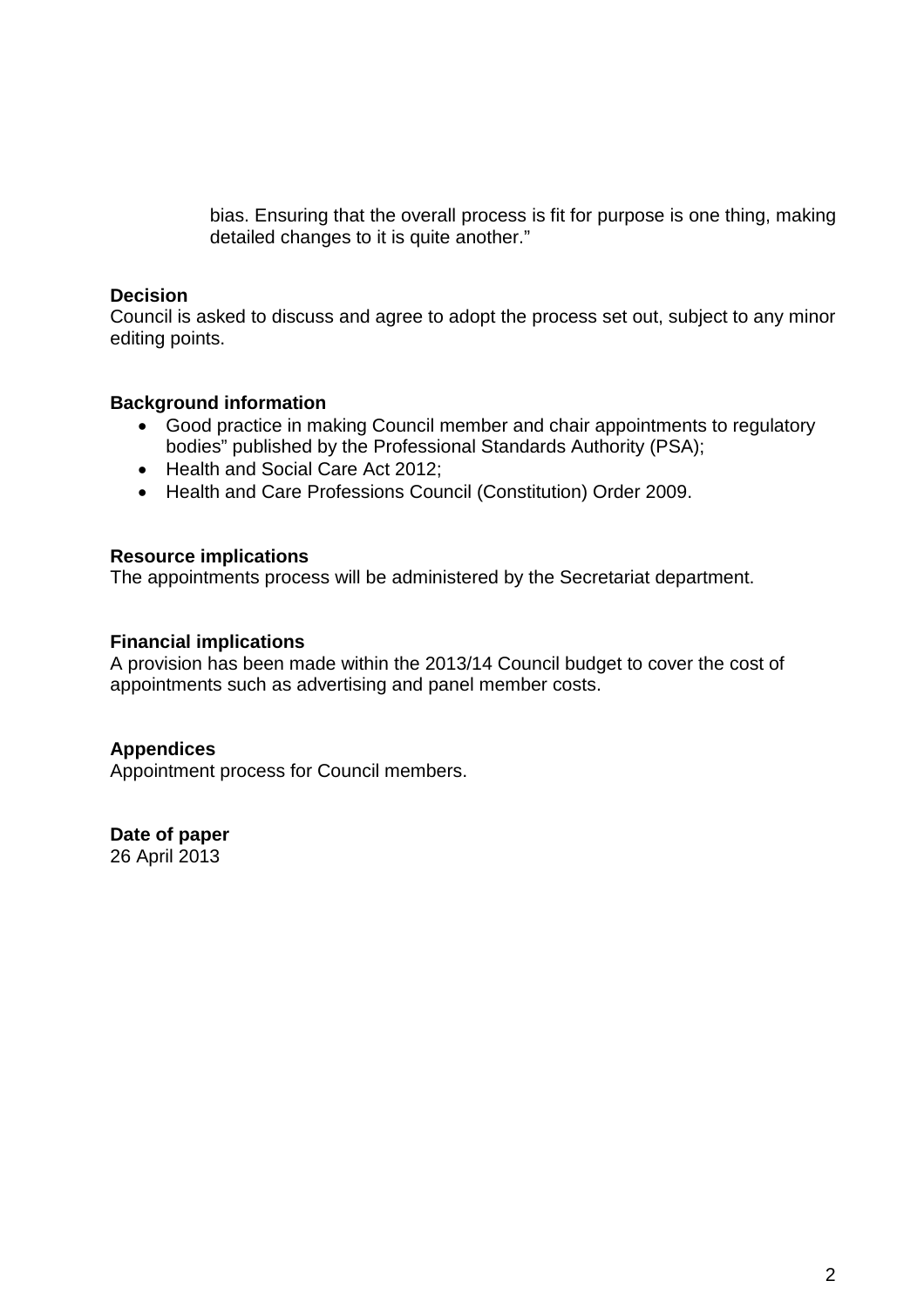> bias. Ensuring that the overall process is fit for purpose is one thing, making detailed changes to it is quite another."

**Decision**
Council is asked to discuss and agree to adopt the process set out, subject to any minor editing points.

**Background information**

- Good practice in making Council member and chair appointments to regulatory bodies" published by the Professional Standards Authority (PSA);
- Health and Social Care Act 2012;
- Health and Care Professions Council (Constitution) Order 2009.

**Resource implications**
The appointments process will be administered by the Secretariat department.

**Financial implications**
A provision has been made within the 2013/14 Council budget to cover the cost of appointments such as advertising and panel member costs.

**Appendices**
Appointment process for Council members.

**Date of paper**
26 April 2013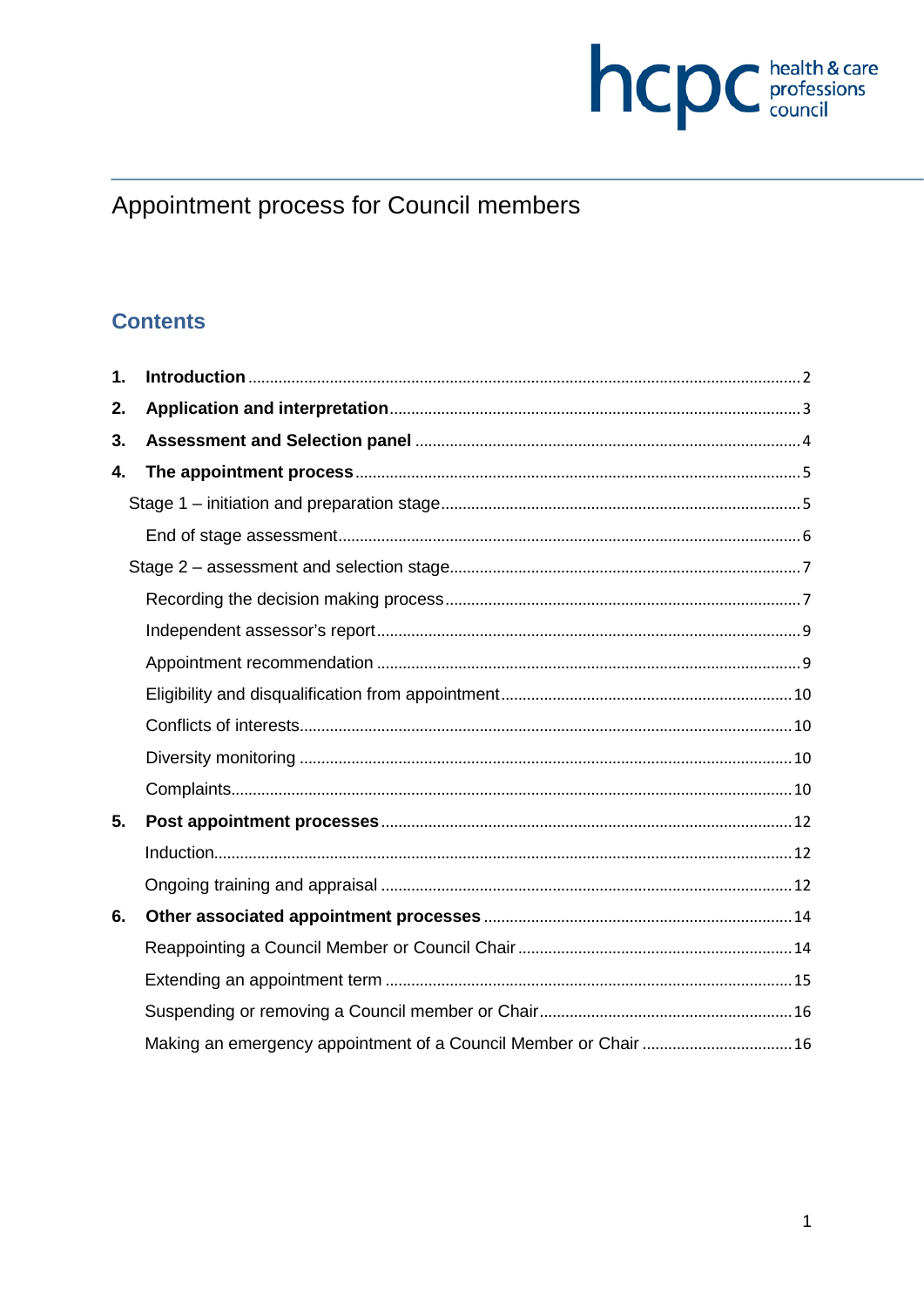# Appointment process for Council members

## Contents

1. **Introduction** ..... 2
2. **Application and interpretation** ..... 3
3. **Assessment and Selection panel** ..... 4
4. **The appointment process** ..... 5
   - Stage 1 – initiation and preparation stage ..... 5
     - End of stage assessment ..... 6
   - Stage 2 – assessment and selection stage ..... 7
     - Recording the decision making process ..... 7
     - Independent assessor's report ..... 9
     - Appointment recommendation ..... 9
     - Eligibility and disqualification from appointment ..... 10
     - Conflicts of interests ..... 10
     - Diversity monitoring ..... 10
     - Complaints ..... 10
5. **Post appointment processes** ..... 12
   - Induction ..... 12
   - Ongoing training and appraisal ..... 12
6. **Other associated appointment processes** ..... 14
   - Reappointing a Council Member or Council Chair ..... 14
   - Extending an appointment term ..... 15
   - Suspending or removing a Council member or Chair ..... 16
   - Making an emergency appointment of a Council Member or Chair ..... 16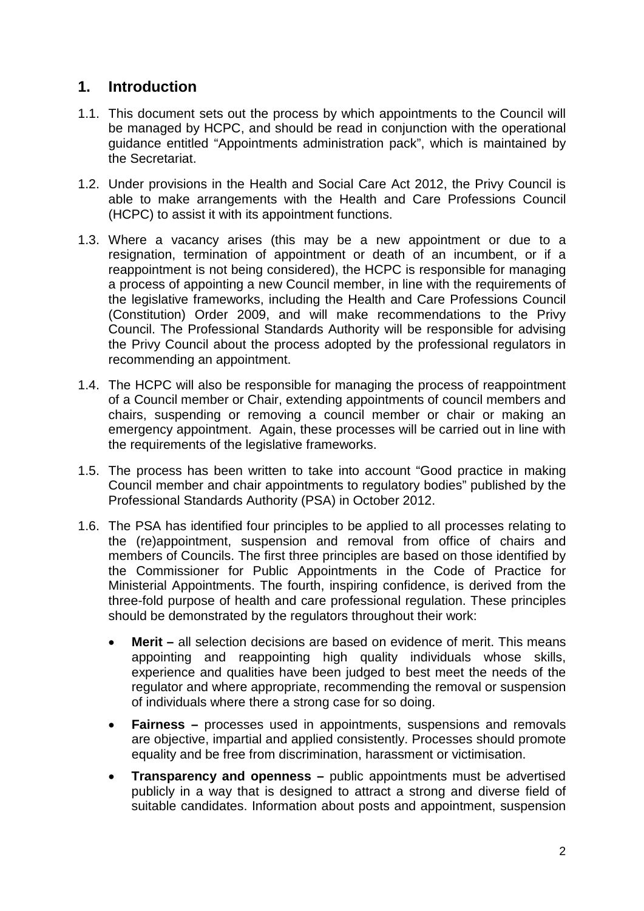## 1. Introduction

1.1. This document sets out the process by which appointments to the Council will be managed by HCPC, and should be read in conjunction with the operational guidance entitled "Appointments administration pack", which is maintained by the Secretariat.

1.2. Under provisions in the Health and Social Care Act 2012, the Privy Council is able to make arrangements with the Health and Care Professions Council (HCPC) to assist it with its appointment functions.

1.3. Where a vacancy arises (this may be a new appointment or due to a resignation, termination of appointment or death of an incumbent, or if a reappointment is not being considered), the HCPC is responsible for managing a process of appointing a new Council member, in line with the requirements of the legislative frameworks, including the Health and Care Professions Council (Constitution) Order 2009, and will make recommendations to the Privy Council. The Professional Standards Authority will be responsible for advising the Privy Council about the process adopted by the professional regulators in recommending an appointment.

1.4. The HCPC will also be responsible for managing the process of reappointment of a Council member or Chair, extending appointments of council members and chairs, suspending or removing a council member or chair or making an emergency appointment. Again, these processes will be carried out in line with the requirements of the legislative frameworks.

1.5. The process has been written to take into account "Good practice in making Council member and chair appointments to regulatory bodies" published by the Professional Standards Authority (PSA) in October 2012.

1.6. The PSA has identified four principles to be applied to all processes relating to the (re)appointment, suspension and removal from office of chairs and members of Councils. The first three principles are based on those identified by the Commissioner for Public Appointments in the Code of Practice for Ministerial Appointments. The fourth, inspiring confidence, is derived from the three-fold purpose of health and care professional regulation. These principles should be demonstrated by the regulators throughout their work:

- **Merit –** all selection decisions are based on evidence of merit. This means appointing and reappointing high quality individuals whose skills, experience and qualities have been judged to best meet the needs of the regulator and where appropriate, recommending the removal or suspension of individuals where there a strong case for so doing.
- **Fairness –** processes used in appointments, suspensions and removals are objective, impartial and applied consistently. Processes should promote equality and be free from discrimination, harassment or victimisation.
- **Transparency and openness –** public appointments must be advertised publicly in a way that is designed to attract a strong and diverse field of suitable candidates. Information about posts and appointment, suspension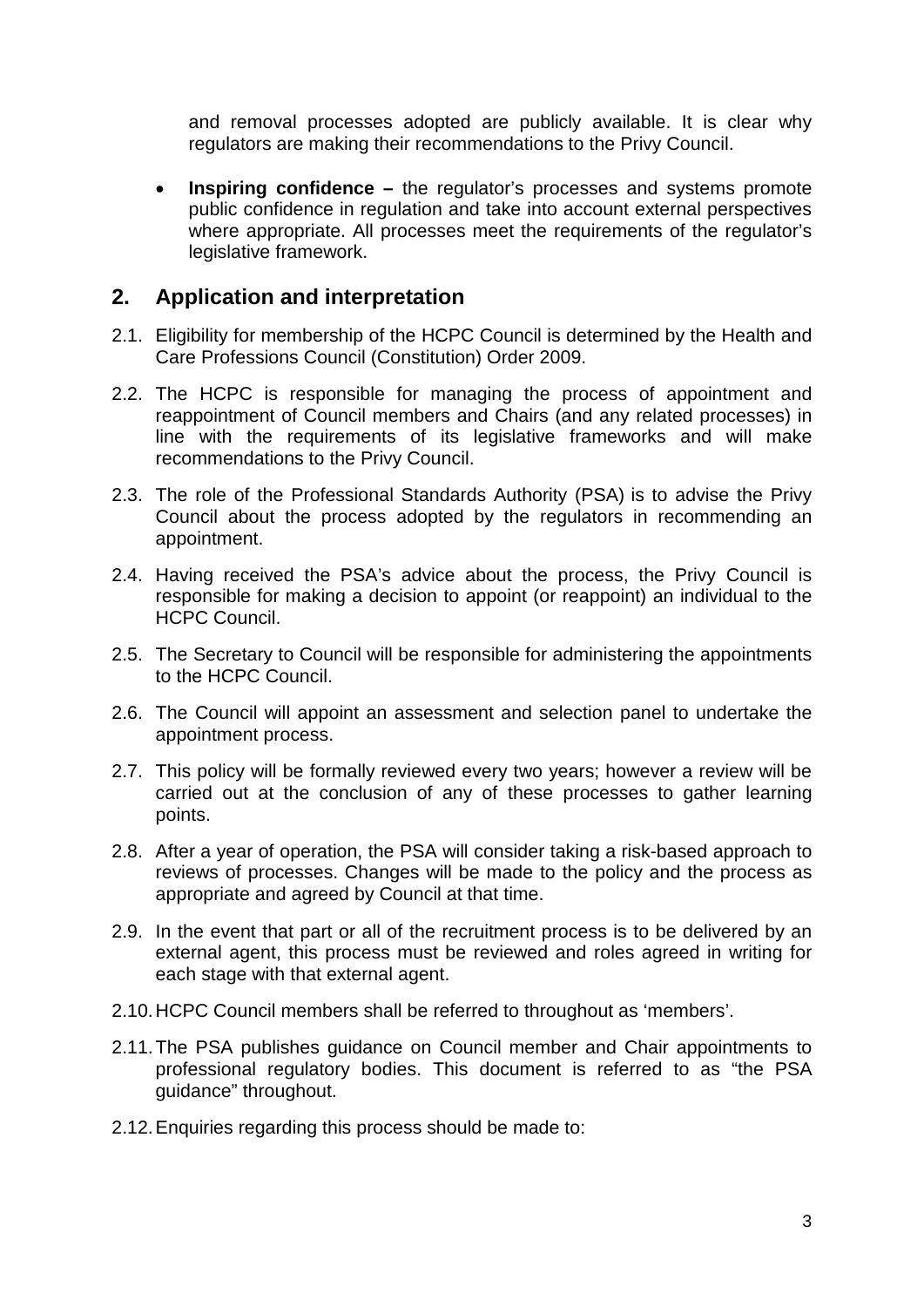and removal processes adopted are publicly available. It is clear why regulators are making their recommendations to the Privy Council.

- **Inspiring confidence –** the regulator's processes and systems promote public confidence in regulation and take into account external perspectives where appropriate. All processes meet the requirements of the regulator's legislative framework.

## 2. Application and interpretation

2.1. Eligibility for membership of the HCPC Council is determined by the Health and Care Professions Council (Constitution) Order 2009.

2.2. The HCPC is responsible for managing the process of appointment and reappointment of Council members and Chairs (and any related processes) in line with the requirements of its legislative frameworks and will make recommendations to the Privy Council.

2.3. The role of the Professional Standards Authority (PSA) is to advise the Privy Council about the process adopted by the regulators in recommending an appointment.

2.4. Having received the PSA's advice about the process, the Privy Council is responsible for making a decision to appoint (or reappoint) an individual to the HCPC Council.

2.5. The Secretary to Council will be responsible for administering the appointments to the HCPC Council.

2.6. The Council will appoint an assessment and selection panel to undertake the appointment process.

2.7. This policy will be formally reviewed every two years; however a review will be carried out at the conclusion of any of these processes to gather learning points.

2.8. After a year of operation, the PSA will consider taking a risk-based approach to reviews of processes. Changes will be made to the policy and the process as appropriate and agreed by Council at that time.

2.9. In the event that part or all of the recruitment process is to be delivered by an external agent, this process must be reviewed and roles agreed in writing for each stage with that external agent.

2.10. HCPC Council members shall be referred to throughout as 'members'.

2.11. The PSA publishes guidance on Council member and Chair appointments to professional regulatory bodies. This document is referred to as "the PSA guidance" throughout.

2.12. Enquiries regarding this process should be made to: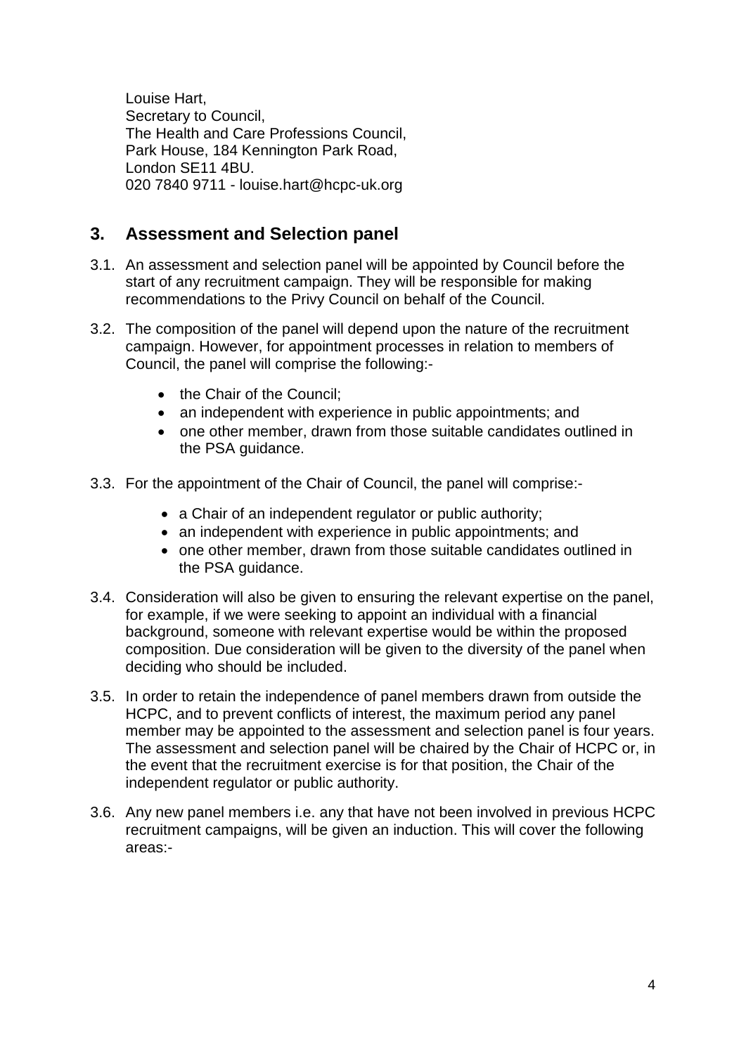Louise Hart,
Secretary to Council,
The Health and Care Professions Council,
Park House, 184 Kennington Park Road,
London SE11 4BU.
020 7840 9711 - louise.hart@hcpc-uk.org

## 3. Assessment and Selection panel

3.1. An assessment and selection panel will be appointed by Council before the start of any recruitment campaign. They will be responsible for making recommendations to the Privy Council on behalf of the Council.

3.2. The composition of the panel will depend upon the nature of the recruitment campaign. However, for appointment processes in relation to members of Council, the panel will comprise the following:-

- the Chair of the Council;
- an independent with experience in public appointments; and
- one other member, drawn from those suitable candidates outlined in the PSA guidance.

3.3. For the appointment of the Chair of Council, the panel will comprise:-

- a Chair of an independent regulator or public authority;
- an independent with experience in public appointments; and
- one other member, drawn from those suitable candidates outlined in the PSA guidance.

3.4. Consideration will also be given to ensuring the relevant expertise on the panel, for example, if we were seeking to appoint an individual with a financial background, someone with relevant expertise would be within the proposed composition. Due consideration will be given to the diversity of the panel when deciding who should be included.

3.5. In order to retain the independence of panel members drawn from outside the HCPC, and to prevent conflicts of interest, the maximum period any panel member may be appointed to the assessment and selection panel is four years. The assessment and selection panel will be chaired by the Chair of HCPC or, in the event that the recruitment exercise is for that position, the Chair of the independent regulator or public authority.

3.6. Any new panel members i.e. any that have not been involved in previous HCPC recruitment campaigns, will be given an induction. This will cover the following areas:-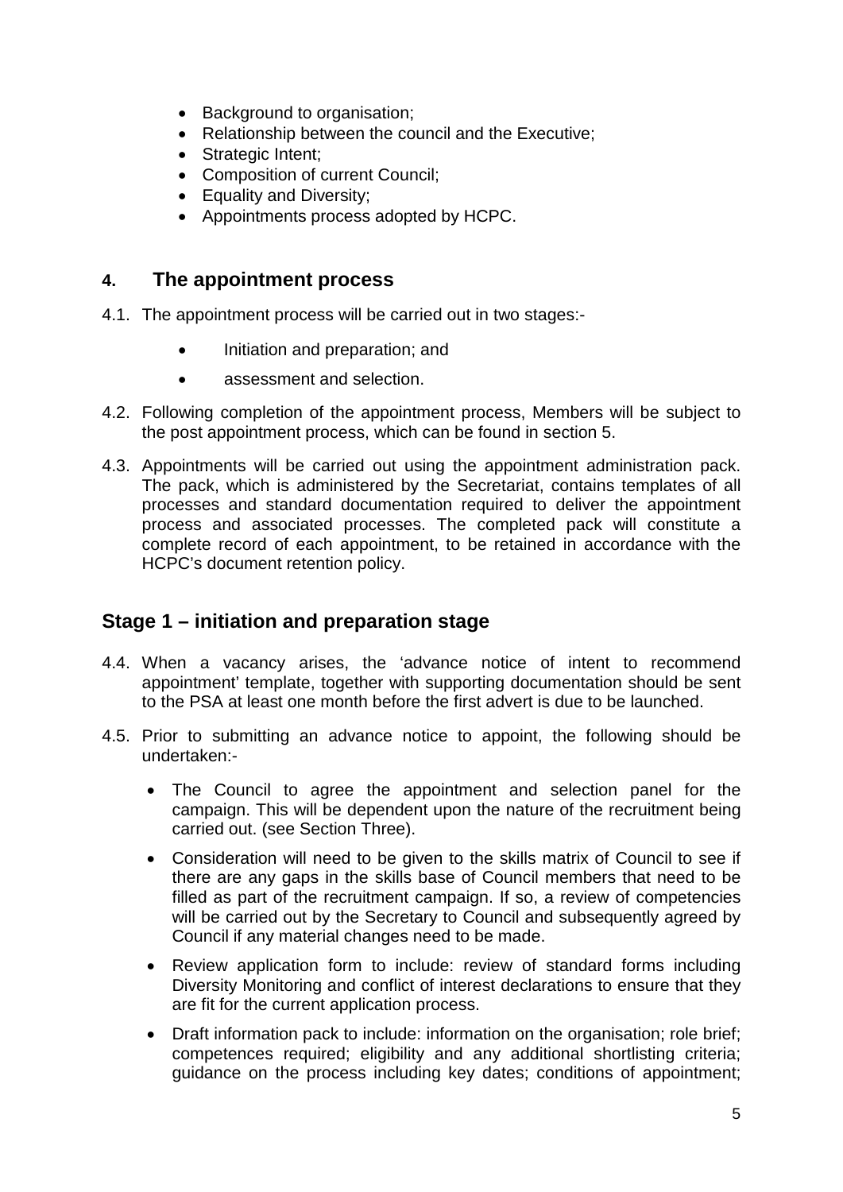- Background to organisation;
- Relationship between the council and the Executive;
- Strategic Intent;
- Composition of current Council;
- Equality and Diversity;
- Appointments process adopted by HCPC.

## 4. The appointment process

4.1. The appointment process will be carried out in two stages:-

- Initiation and preparation; and
- assessment and selection.

4.2. Following completion of the appointment process, Members will be subject to the post appointment process, which can be found in section 5.

4.3. Appointments will be carried out using the appointment administration pack. The pack, which is administered by the Secretariat, contains templates of all processes and standard documentation required to deliver the appointment process and associated processes. The completed pack will constitute a complete record of each appointment, to be retained in accordance with the HCPC's document retention policy.

## Stage 1 – initiation and preparation stage

4.4. When a vacancy arises, the 'advance notice of intent to recommend appointment' template, together with supporting documentation should be sent to the PSA at least one month before the first advert is due to be launched.

4.5. Prior to submitting an advance notice to appoint, the following should be undertaken:-

- The Council to agree the appointment and selection panel for the campaign. This will be dependent upon the nature of the recruitment being carried out. (see Section Three).
- Consideration will need to be given to the skills matrix of Council to see if there are any gaps in the skills base of Council members that need to be filled as part of the recruitment campaign. If so, a review of competencies will be carried out by the Secretary to Council and subsequently agreed by Council if any material changes need to be made.
- Review application form to include: review of standard forms including Diversity Monitoring and conflict of interest declarations to ensure that they are fit for the current application process.
- Draft information pack to include: information on the organisation; role brief; competences required; eligibility and any additional shortlisting criteria; guidance on the process including key dates; conditions of appointment;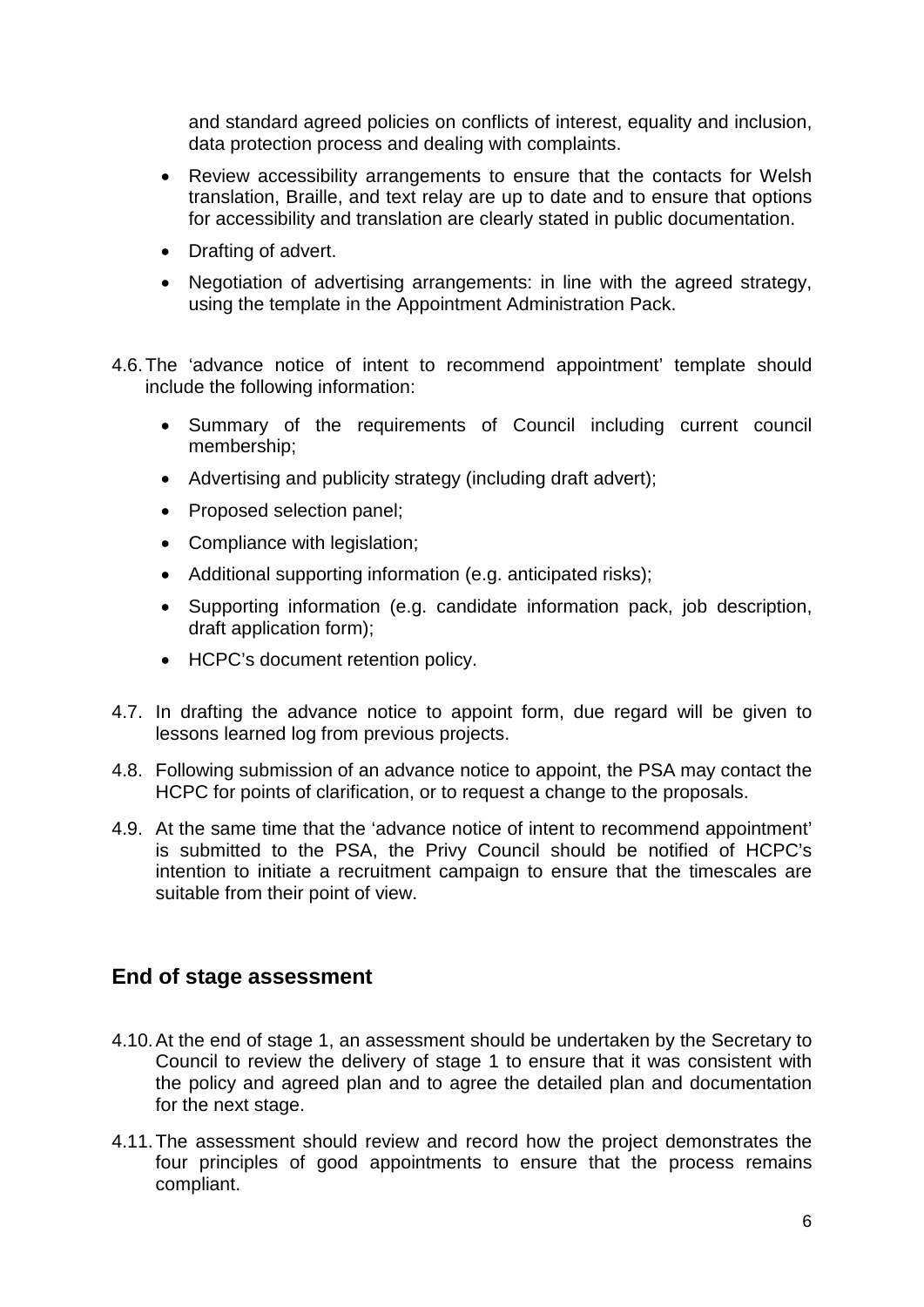and standard agreed policies on conflicts of interest, equality and inclusion, data protection process and dealing with complaints.

- Review accessibility arrangements to ensure that the contacts for Welsh translation, Braille, and text relay are up to date and to ensure that options for accessibility and translation are clearly stated in public documentation.
- Drafting of advert.
- Negotiation of advertising arrangements: in line with the agreed strategy, using the template in the Appointment Administration Pack.

4.6. The 'advance notice of intent to recommend appointment' template should include the following information:

- Summary of the requirements of Council including current council membership;
- Advertising and publicity strategy (including draft advert);
- Proposed selection panel;
- Compliance with legislation;
- Additional supporting information (e.g. anticipated risks);
- Supporting information (e.g. candidate information pack, job description, draft application form);
- HCPC's document retention policy.

4.7. In drafting the advance notice to appoint form, due regard will be given to lessons learned log from previous projects.

4.8. Following submission of an advance notice to appoint, the PSA may contact the HCPC for points of clarification, or to request a change to the proposals.

4.9. At the same time that the 'advance notice of intent to recommend appointment' is submitted to the PSA, the Privy Council should be notified of HCPC's intention to initiate a recruitment campaign to ensure that the timescales are suitable from their point of view.

## End of stage assessment

4.10. At the end of stage 1, an assessment should be undertaken by the Secretary to Council to review the delivery of stage 1 to ensure that it was consistent with the policy and agreed plan and to agree the detailed plan and documentation for the next stage.

4.11. The assessment should review and record how the project demonstrates the four principles of good appointments to ensure that the process remains compliant.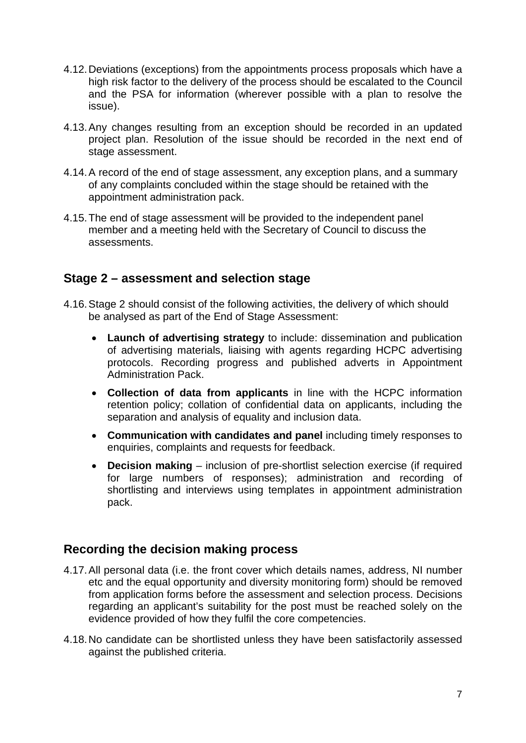4.12. Deviations (exceptions) from the appointments process proposals which have a high risk factor to the delivery of the process should be escalated to the Council and the PSA for information (wherever possible with a plan to resolve the issue).

4.13. Any changes resulting from an exception should be recorded in an updated project plan. Resolution of the issue should be recorded in the next end of stage assessment.

4.14. A record of the end of stage assessment, any exception plans, and a summary of any complaints concluded within the stage should be retained with the appointment administration pack.

4.15. The end of stage assessment will be provided to the independent panel member and a meeting held with the Secretary of Council to discuss the assessments.

## Stage 2 – assessment and selection stage

4.16. Stage 2 should consist of the following activities, the delivery of which should be analysed as part of the End of Stage Assessment:

- **Launch of advertising strategy** to include: dissemination and publication of advertising materials, liaising with agents regarding HCPC advertising protocols. Recording progress and published adverts in Appointment Administration Pack.
- **Collection of data from applicants** in line with the HCPC information retention policy; collation of confidential data on applicants, including the separation and analysis of equality and inclusion data.
- **Communication with candidates and panel** including timely responses to enquiries, complaints and requests for feedback.
- **Decision making** – inclusion of pre-shortlist selection exercise (if required for large numbers of responses); administration and recording of shortlisting and interviews using templates in appointment administration pack.

## Recording the decision making process

4.17. All personal data (i.e. the front cover which details names, address, NI number etc and the equal opportunity and diversity monitoring form) should be removed from application forms before the assessment and selection process. Decisions regarding an applicant's suitability for the post must be reached solely on the evidence provided of how they fulfil the core competencies.

4.18. No candidate can be shortlisted unless they have been satisfactorily assessed against the published criteria.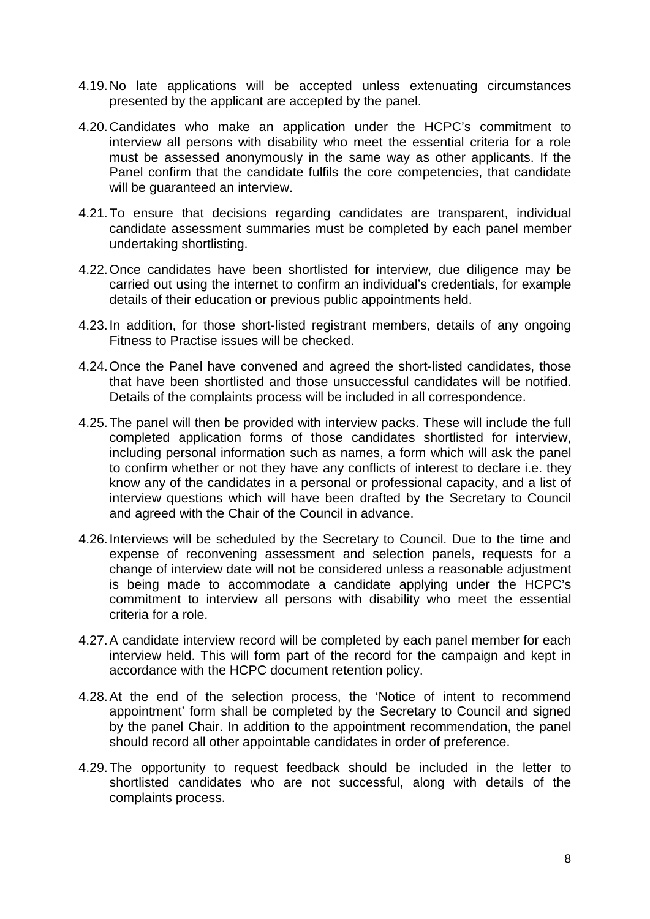4.19. No late applications will be accepted unless extenuating circumstances presented by the applicant are accepted by the panel.

4.20. Candidates who make an application under the HCPC's commitment to interview all persons with disability who meet the essential criteria for a role must be assessed anonymously in the same way as other applicants. If the Panel confirm that the candidate fulfils the core competencies, that candidate will be guaranteed an interview.

4.21. To ensure that decisions regarding candidates are transparent, individual candidate assessment summaries must be completed by each panel member undertaking shortlisting.

4.22. Once candidates have been shortlisted for interview, due diligence may be carried out using the internet to confirm an individual's credentials, for example details of their education or previous public appointments held.

4.23. In addition, for those short-listed registrant members, details of any ongoing Fitness to Practise issues will be checked.

4.24. Once the Panel have convened and agreed the short-listed candidates, those that have been shortlisted and those unsuccessful candidates will be notified. Details of the complaints process will be included in all correspondence.

4.25. The panel will then be provided with interview packs. These will include the full completed application forms of those candidates shortlisted for interview, including personal information such as names, a form which will ask the panel to confirm whether or not they have any conflicts of interest to declare i.e. they know any of the candidates in a personal or professional capacity, and a list of interview questions which will have been drafted by the Secretary to Council and agreed with the Chair of the Council in advance.

4.26. Interviews will be scheduled by the Secretary to Council. Due to the time and expense of reconvening assessment and selection panels, requests for a change of interview date will not be considered unless a reasonable adjustment is being made to accommodate a candidate applying under the HCPC's commitment to interview all persons with disability who meet the essential criteria for a role.

4.27. A candidate interview record will be completed by each panel member for each interview held. This will form part of the record for the campaign and kept in accordance with the HCPC document retention policy.

4.28. At the end of the selection process, the 'Notice of intent to recommend appointment' form shall be completed by the Secretary to Council and signed by the panel Chair. In addition to the appointment recommendation, the panel should record all other appointable candidates in order of preference.

4.29. The opportunity to request feedback should be included in the letter to shortlisted candidates who are not successful, along with details of the complaints process.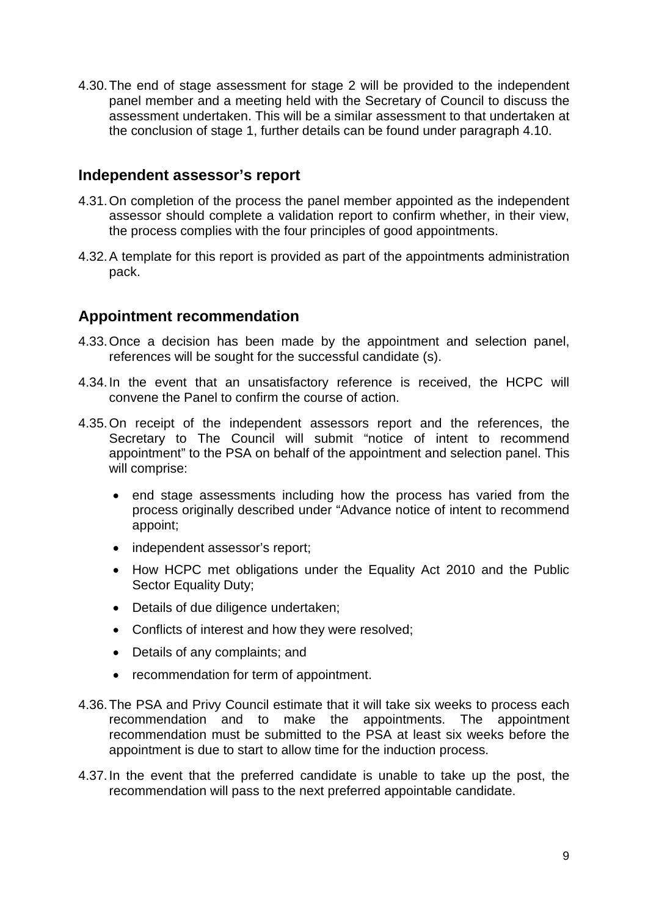4.30. The end of stage assessment for stage 2 will be provided to the independent panel member and a meeting held with the Secretary of Council to discuss the assessment undertaken. This will be a similar assessment to that undertaken at the conclusion of stage 1, further details can be found under paragraph 4.10.

## Independent assessor's report

4.31. On completion of the process the panel member appointed as the independent assessor should complete a validation report to confirm whether, in their view, the process complies with the four principles of good appointments.

4.32. A template for this report is provided as part of the appointments administration pack.

## Appointment recommendation

4.33. Once a decision has been made by the appointment and selection panel, references will be sought for the successful candidate (s).

4.34. In the event that an unsatisfactory reference is received, the HCPC will convene the Panel to confirm the course of action.

4.35. On receipt of the independent assessors report and the references, the Secretary to The Council will submit "notice of intent to recommend appointment" to the PSA on behalf of the appointment and selection panel. This will comprise:

- end stage assessments including how the process has varied from the process originally described under "Advance notice of intent to recommend appoint;
- independent assessor's report;
- How HCPC met obligations under the Equality Act 2010 and the Public Sector Equality Duty;
- Details of due diligence undertaken;
- Conflicts of interest and how they were resolved;
- Details of any complaints; and
- recommendation for term of appointment.

4.36. The PSA and Privy Council estimate that it will take six weeks to process each recommendation and to make the appointments. The appointment recommendation must be submitted to the PSA at least six weeks before the appointment is due to start to allow time for the induction process.

4.37. In the event that the preferred candidate is unable to take up the post, the recommendation will pass to the next preferred appointable candidate.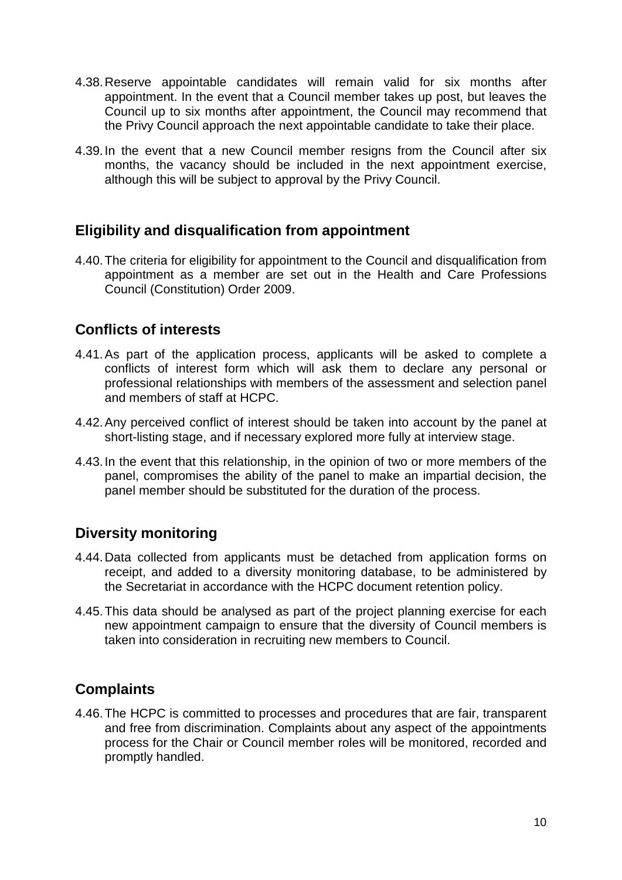4.38. Reserve appointable candidates will remain valid for six months after appointment. In the event that a Council member takes up post, but leaves the Council up to six months after appointment, the Council may recommend that the Privy Council approach the next appointable candidate to take their place.

4.39. In the event that a new Council member resigns from the Council after six months, the vacancy should be included in the next appointment exercise, although this will be subject to approval by the Privy Council.

## Eligibility and disqualification from appointment

4.40. The criteria for eligibility for appointment to the Council and disqualification from appointment as a member are set out in the Health and Care Professions Council (Constitution) Order 2009.

## Conflicts of interests

4.41. As part of the application process, applicants will be asked to complete a conflicts of interest form which will ask them to declare any personal or professional relationships with members of the assessment and selection panel and members of staff at HCPC.

4.42. Any perceived conflict of interest should be taken into account by the panel at short-listing stage, and if necessary explored more fully at interview stage.

4.43. In the event that this relationship, in the opinion of two or more members of the panel, compromises the ability of the panel to make an impartial decision, the panel member should be substituted for the duration of the process.

## Diversity monitoring

4.44. Data collected from applicants must be detached from application forms on receipt, and added to a diversity monitoring database, to be administered by the Secretariat in accordance with the HCPC document retention policy.

4.45. This data should be analysed as part of the project planning exercise for each new appointment campaign to ensure that the diversity of Council members is taken into consideration in recruiting new members to Council.

## Complaints

4.46. The HCPC is committed to processes and procedures that are fair, transparent and free from discrimination. Complaints about any aspect of the appointments process for the Chair or Council member roles will be monitored, recorded and promptly handled.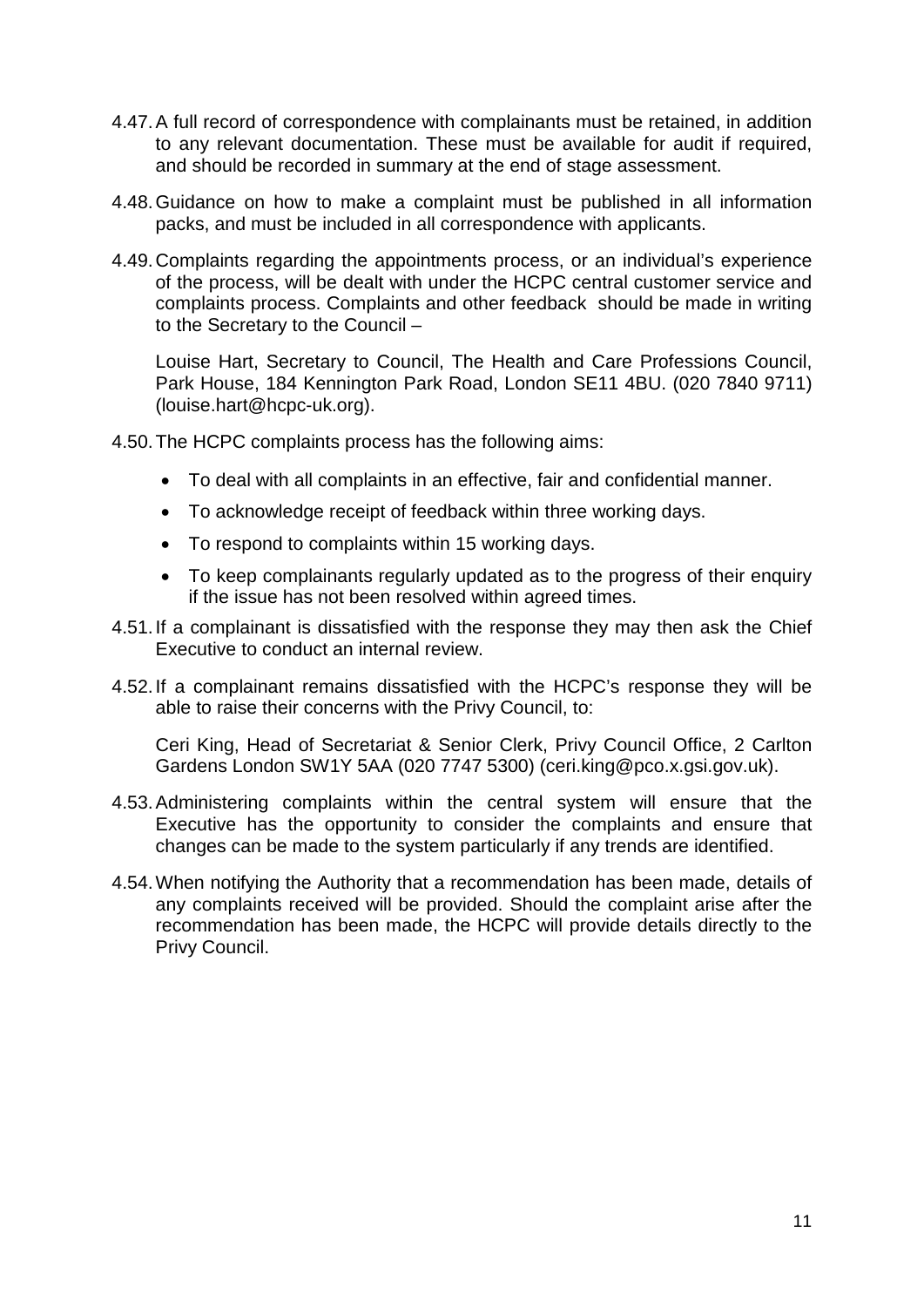4.47. A full record of correspondence with complainants must be retained, in addition to any relevant documentation. These must be available for audit if required, and should be recorded in summary at the end of stage assessment.

4.48. Guidance on how to make a complaint must be published in all information packs, and must be included in all correspondence with applicants.

4.49. Complaints regarding the appointments process, or an individual's experience of the process, will be dealt with under the HCPC central customer service and complaints process. Complaints and other feedback should be made in writing to the Secretary to the Council –

Louise Hart, Secretary to Council, The Health and Care Professions Council, Park House, 184 Kennington Park Road, London SE11 4BU. (020 7840 9711) (louise.hart@hcpc-uk.org).

4.50. The HCPC complaints process has the following aims:

- To deal with all complaints in an effective, fair and confidential manner.
- To acknowledge receipt of feedback within three working days.
- To respond to complaints within 15 working days.
- To keep complainants regularly updated as to the progress of their enquiry if the issue has not been resolved within agreed times.

4.51. If a complainant is dissatisfied with the response they may then ask the Chief Executive to conduct an internal review.

4.52. If a complainant remains dissatisfied with the HCPC's response they will be able to raise their concerns with the Privy Council, to:

Ceri King, Head of Secretariat & Senior Clerk, Privy Council Office, 2 Carlton Gardens London SW1Y 5AA (020 7747 5300) (ceri.king@pco.x.gsi.gov.uk).

4.53. Administering complaints within the central system will ensure that the Executive has the opportunity to consider the complaints and ensure that changes can be made to the system particularly if any trends are identified.

4.54. When notifying the Authority that a recommendation has been made, details of any complaints received will be provided. Should the complaint arise after the recommendation has been made, the HCPC will provide details directly to the Privy Council.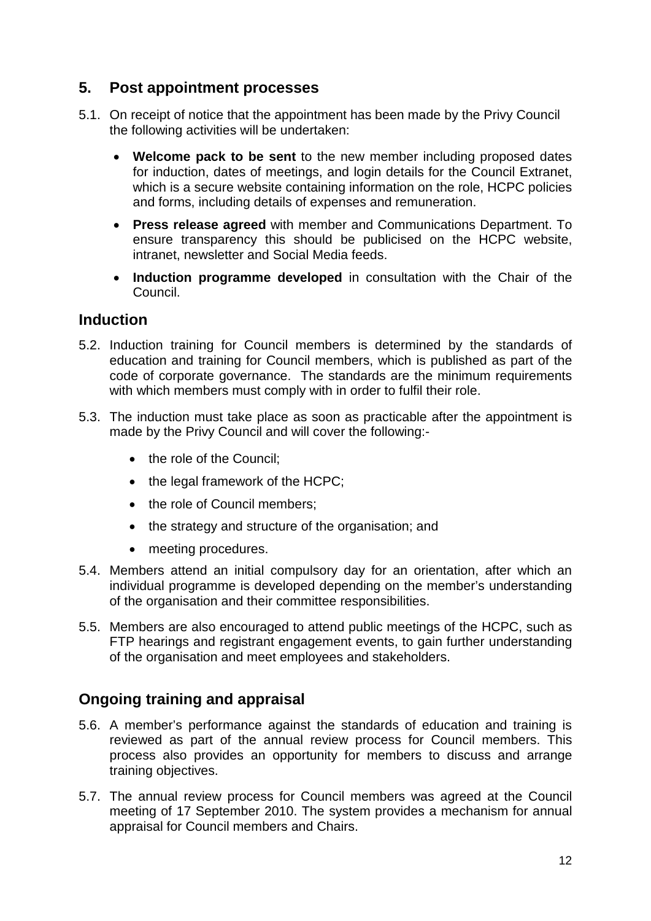## 5. Post appointment processes

5.1. On receipt of notice that the appointment has been made by the Privy Council the following activities will be undertaken:

- **Welcome pack to be sent** to the new member including proposed dates for induction, dates of meetings, and login details for the Council Extranet, which is a secure website containing information on the role, HCPC policies and forms, including details of expenses and remuneration.
- **Press release agreed** with member and Communications Department. To ensure transparency this should be publicised on the HCPC website, intranet, newsletter and Social Media feeds.
- **Induction programme developed** in consultation with the Chair of the Council.

### Induction

5.2. Induction training for Council members is determined by the standards of education and training for Council members, which is published as part of the code of corporate governance. The standards are the minimum requirements with which members must comply with in order to fulfil their role.

5.3. The induction must take place as soon as practicable after the appointment is made by the Privy Council and will cover the following:-

- the role of the Council;
- the legal framework of the HCPC;
- the role of Council members;
- the strategy and structure of the organisation; and
- meeting procedures.

5.4. Members attend an initial compulsory day for an orientation, after which an individual programme is developed depending on the member's understanding of the organisation and their committee responsibilities.

5.5. Members are also encouraged to attend public meetings of the HCPC, such as FTP hearings and registrant engagement events, to gain further understanding of the organisation and meet employees and stakeholders.

### Ongoing training and appraisal

5.6. A member's performance against the standards of education and training is reviewed as part of the annual review process for Council members. This process also provides an opportunity for members to discuss and arrange training objectives.

5.7. The annual review process for Council members was agreed at the Council meeting of 17 September 2010. The system provides a mechanism for annual appraisal for Council members and Chairs.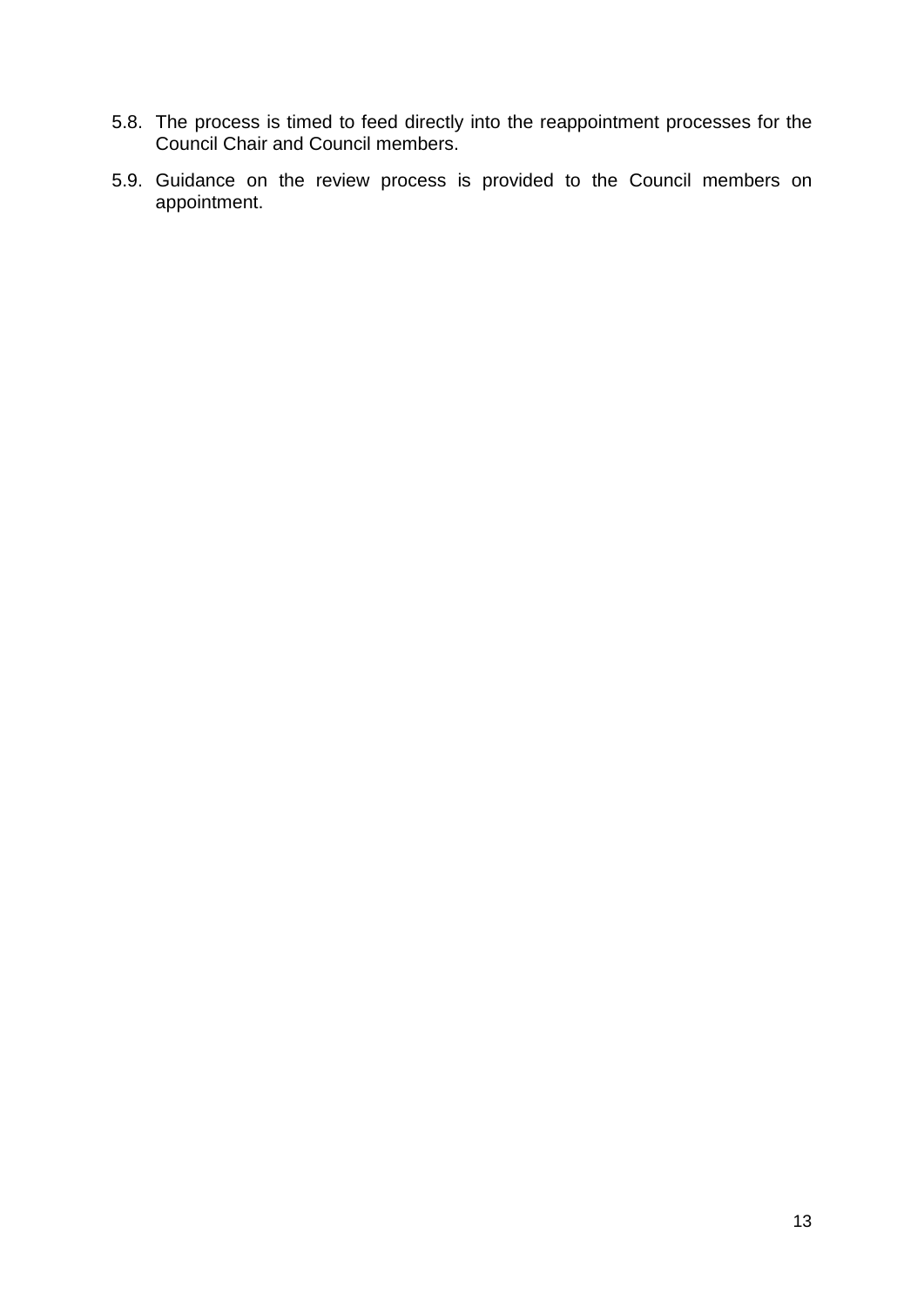5.8. The process is timed to feed directly into the reappointment processes for the Council Chair and Council members.

5.9. Guidance on the review process is provided to the Council members on appointment.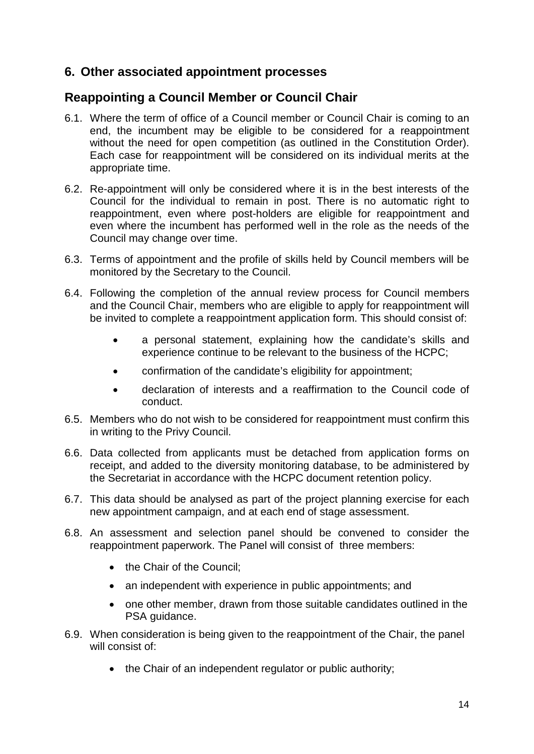## 6. Other associated appointment processes

## Reappointing a Council Member or Council Chair

6.1. Where the term of office of a Council member or Council Chair is coming to an end, the incumbent may be eligible to be considered for a reappointment without the need for open competition (as outlined in the Constitution Order). Each case for reappointment will be considered on its individual merits at the appropriate time.

6.2. Re-appointment will only be considered where it is in the best interests of the Council for the individual to remain in post. There is no automatic right to reappointment, even where post-holders are eligible for reappointment and even where the incumbent has performed well in the role as the needs of the Council may change over time.

6.3. Terms of appointment and the profile of skills held by Council members will be monitored by the Secretary to the Council.

6.4. Following the completion of the annual review process for Council members and the Council Chair, members who are eligible to apply for reappointment will be invited to complete a reappointment application form. This should consist of:

- a personal statement, explaining how the candidate's skills and experience continue to be relevant to the business of the HCPC;
- confirmation of the candidate's eligibility for appointment;
- declaration of interests and a reaffirmation to the Council code of conduct.

6.5. Members who do not wish to be considered for reappointment must confirm this in writing to the Privy Council.

6.6. Data collected from applicants must be detached from application forms on receipt, and added to the diversity monitoring database, to be administered by the Secretariat in accordance with the HCPC document retention policy.

6.7. This data should be analysed as part of the project planning exercise for each new appointment campaign, and at each end of stage assessment.

6.8. An assessment and selection panel should be convened to consider the reappointment paperwork. The Panel will consist of three members:

- the Chair of the Council;
- an independent with experience in public appointments; and
- one other member, drawn from those suitable candidates outlined in the PSA guidance.

6.9. When consideration is being given to the reappointment of the Chair, the panel will consist of:

- the Chair of an independent regulator or public authority;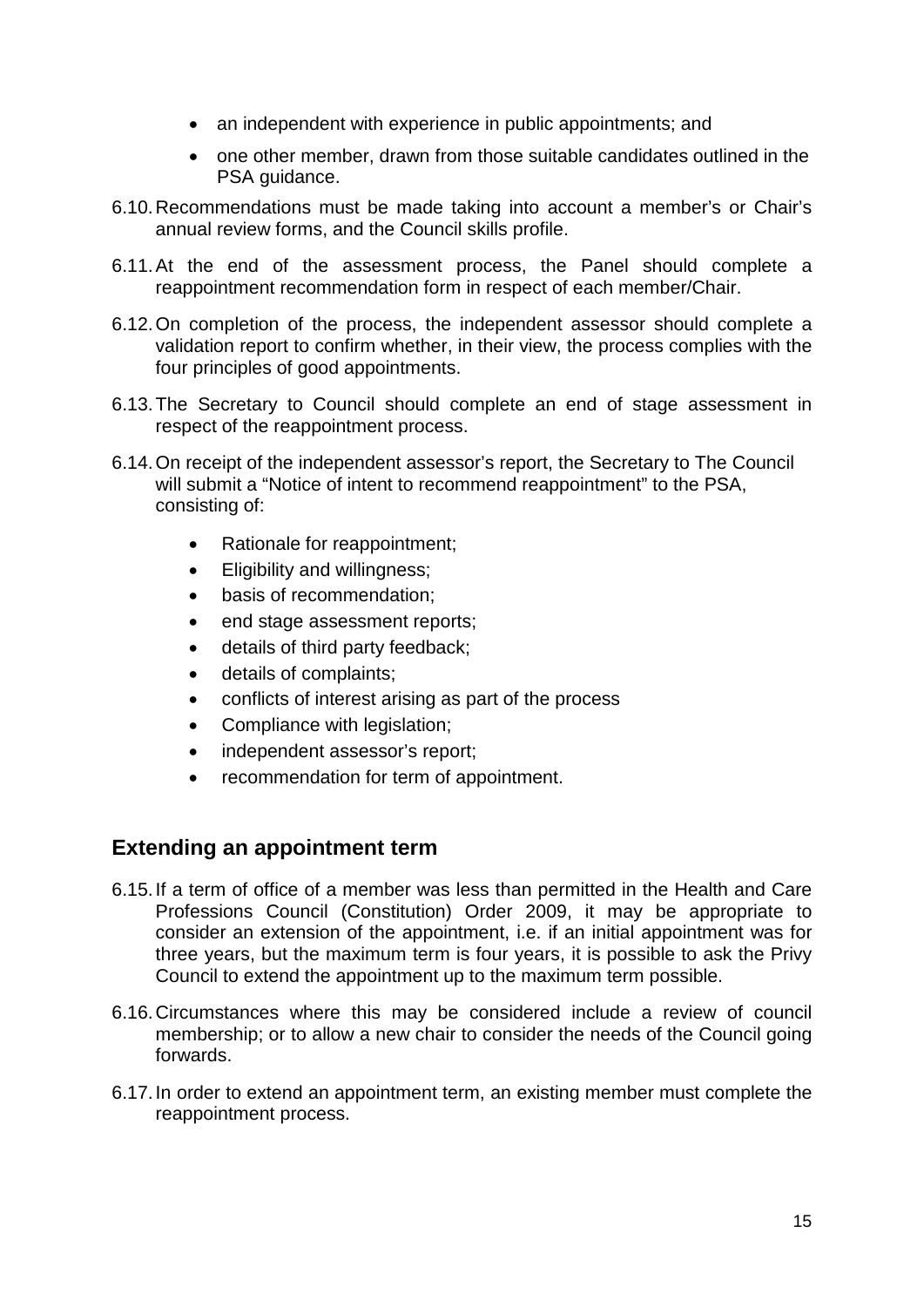- an independent with experience in public appointments; and
- one other member, drawn from those suitable candidates outlined in the PSA guidance.

6.10. Recommendations must be made taking into account a member's or Chair's annual review forms, and the Council skills profile.

6.11. At the end of the assessment process, the Panel should complete a reappointment recommendation form in respect of each member/Chair.

6.12. On completion of the process, the independent assessor should complete a validation report to confirm whether, in their view, the process complies with the four principles of good appointments.

6.13. The Secretary to Council should complete an end of stage assessment in respect of the reappointment process.

6.14. On receipt of the independent assessor's report, the Secretary to The Council will submit a "Notice of intent to recommend reappointment" to the PSA, consisting of:

- Rationale for reappointment;
- Eligibility and willingness;
- basis of recommendation;
- end stage assessment reports;
- details of third party feedback;
- details of complaints;
- conflicts of interest arising as part of the process
- Compliance with legislation;
- independent assessor's report;
- recommendation for term of appointment.

## Extending an appointment term

6.15. If a term of office of a member was less than permitted in the Health and Care Professions Council (Constitution) Order 2009, it may be appropriate to consider an extension of the appointment, i.e. if an initial appointment was for three years, but the maximum term is four years, it is possible to ask the Privy Council to extend the appointment up to the maximum term possible.

6.16. Circumstances where this may be considered include a review of council membership; or to allow a new chair to consider the needs of the Council going forwards.

6.17. In order to extend an appointment term, an existing member must complete the reappointment process.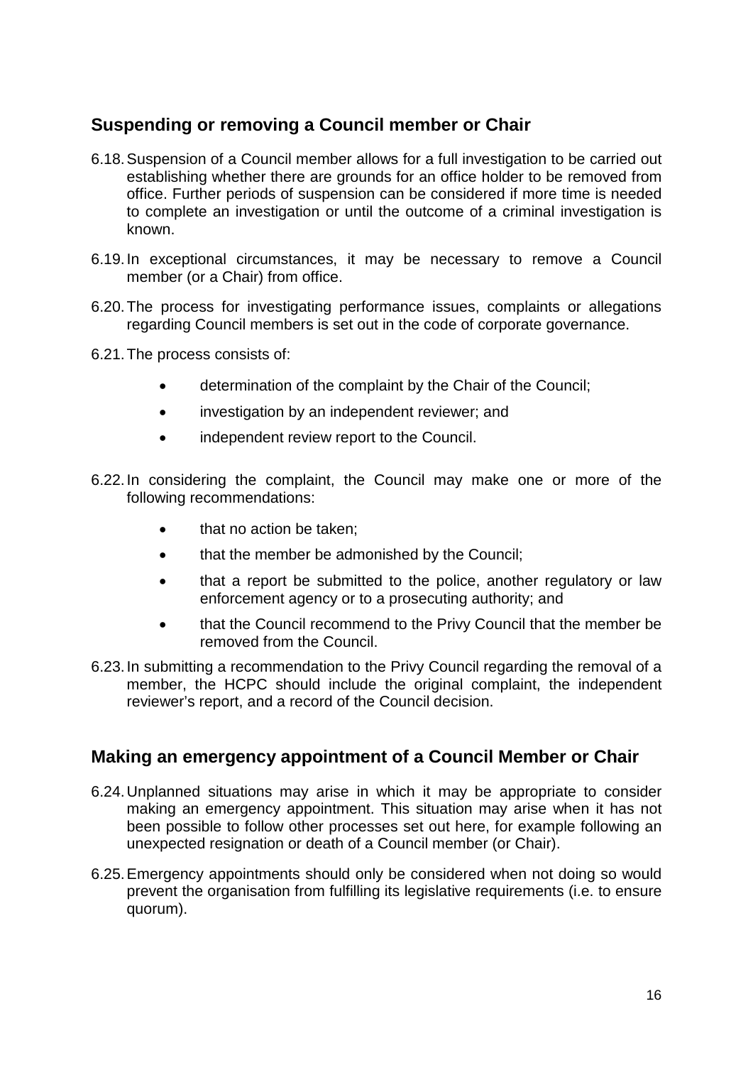## Suspending or removing a Council member or Chair

6.18. Suspension of a Council member allows for a full investigation to be carried out establishing whether there are grounds for an office holder to be removed from office. Further periods of suspension can be considered if more time is needed to complete an investigation or until the outcome of a criminal investigation is known.

6.19. In exceptional circumstances, it may be necessary to remove a Council member (or a Chair) from office.

6.20. The process for investigating performance issues, complaints or allegations regarding Council members is set out in the code of corporate governance.

6.21. The process consists of:

- determination of the complaint by the Chair of the Council;
- investigation by an independent reviewer; and
- independent review report to the Council.

6.22. In considering the complaint, the Council may make one or more of the following recommendations:

- that no action be taken;
- that the member be admonished by the Council;
- that a report be submitted to the police, another regulatory or law enforcement agency or to a prosecuting authority; and
- that the Council recommend to the Privy Council that the member be removed from the Council.

6.23. In submitting a recommendation to the Privy Council regarding the removal of a member, the HCPC should include the original complaint, the independent reviewer's report, and a record of the Council decision.

## Making an emergency appointment of a Council Member or Chair

6.24. Unplanned situations may arise in which it may be appropriate to consider making an emergency appointment. This situation may arise when it has not been possible to follow other processes set out here, for example following an unexpected resignation or death of a Council member (or Chair).

6.25. Emergency appointments should only be considered when not doing so would prevent the organisation from fulfilling its legislative requirements (i.e. to ensure quorum).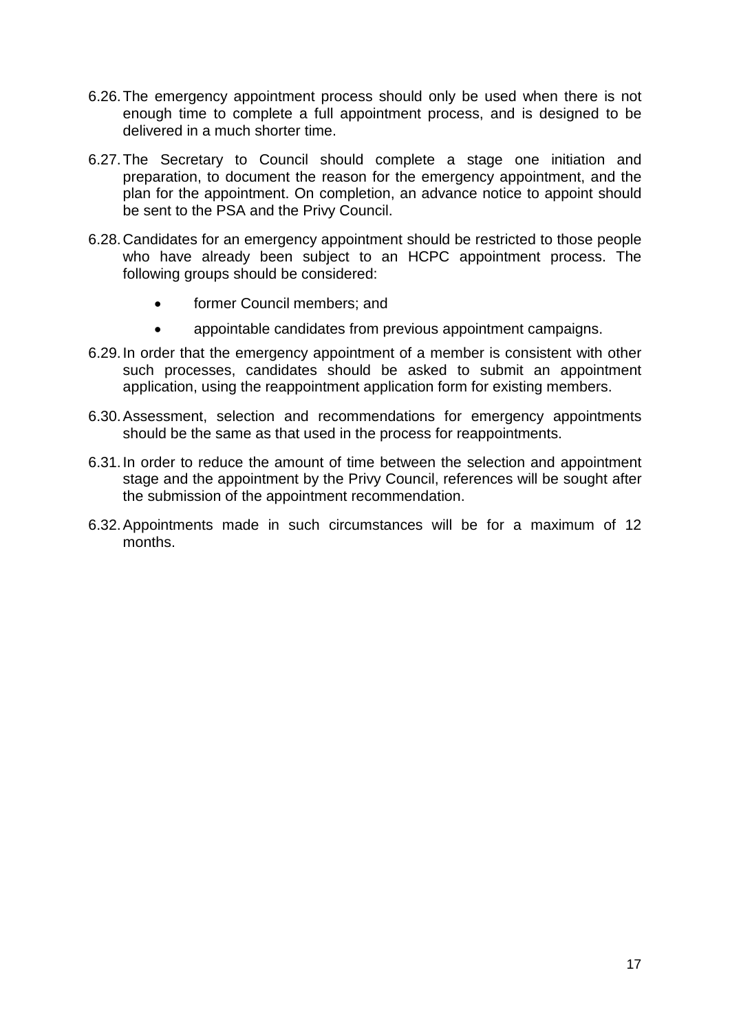6.26. The emergency appointment process should only be used when there is not enough time to complete a full appointment process, and is designed to be delivered in a much shorter time.

6.27. The Secretary to Council should complete a stage one initiation and preparation, to document the reason for the emergency appointment, and the plan for the appointment. On completion, an advance notice to appoint should be sent to the PSA and the Privy Council.

6.28. Candidates for an emergency appointment should be restricted to those people who have already been subject to an HCPC appointment process. The following groups should be considered:

- former Council members; and
- appointable candidates from previous appointment campaigns.

6.29. In order that the emergency appointment of a member is consistent with other such processes, candidates should be asked to submit an appointment application, using the reappointment application form for existing members.

6.30. Assessment, selection and recommendations for emergency appointments should be the same as that used in the process for reappointments.

6.31. In order to reduce the amount of time between the selection and appointment stage and the appointment by the Privy Council, references will be sought after the submission of the appointment recommendation.

6.32. Appointments made in such circumstances will be for a maximum of 12 months.